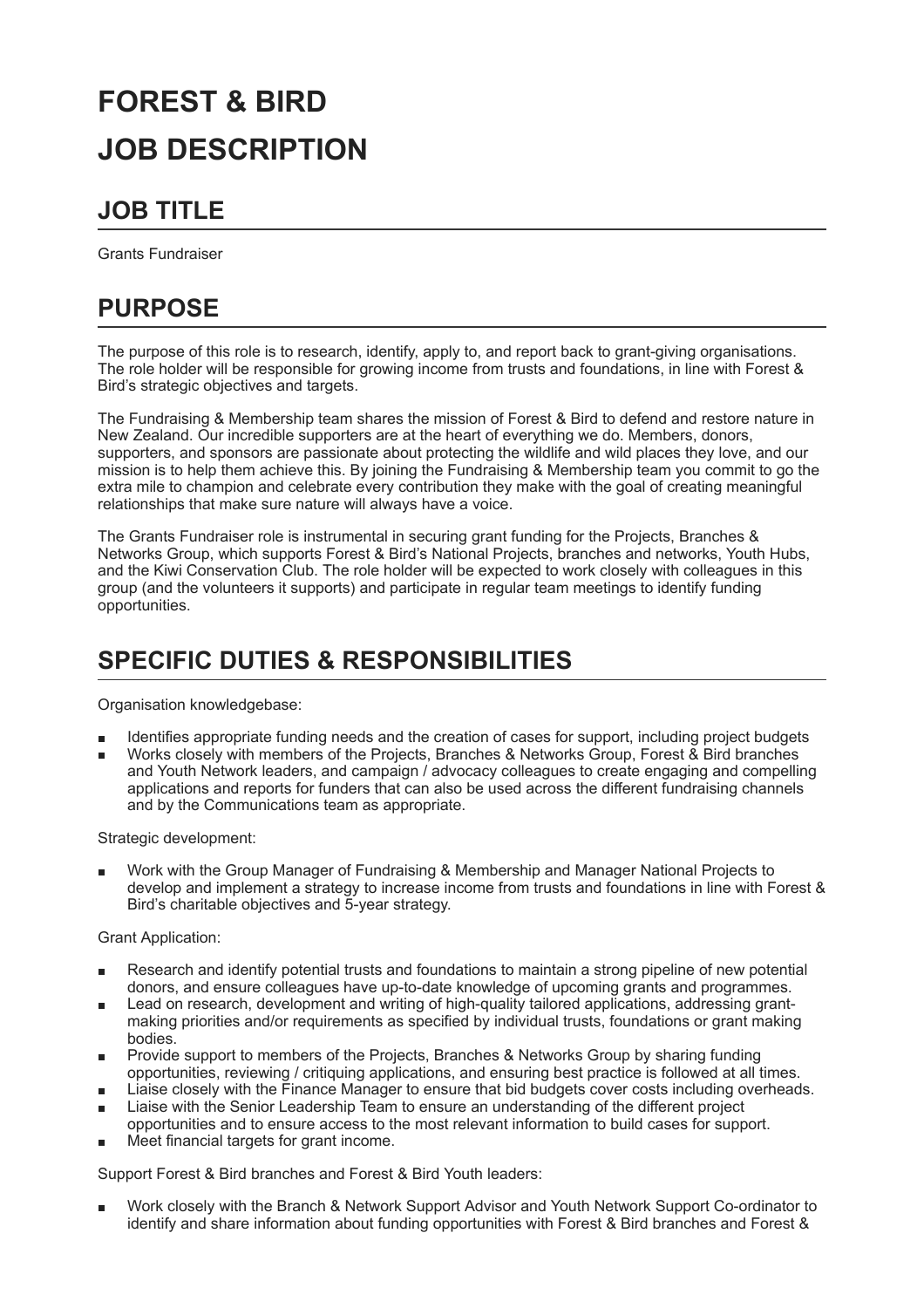# FOREST & BIRD
# JOB DESCRIPTION

## JOB TITLE

Grants Fundraiser

## PURPOSE

The purpose of this role is to research, identify, apply to, and report back to grant-giving organisations. The role holder will be responsible for growing income from trusts and foundations, in line with Forest & Bird's strategic objectives and targets.

The Fundraising & Membership team shares the mission of Forest & Bird to defend and restore nature in New Zealand. Our incredible supporters are at the heart of everything we do. Members, donors, supporters, and sponsors are passionate about protecting the wildlife and wild places they love, and our mission is to help them achieve this. By joining the Fundraising & Membership team you commit to go the extra mile to champion and celebrate every contribution they make with the goal of creating meaningful relationships that make sure nature will always have a voice.

The Grants Fundraiser role is instrumental in securing grant funding for the Projects, Branches & Networks Group, which supports Forest & Bird's National Projects, branches and networks, Youth Hubs, and the Kiwi Conservation Club. The role holder will be expected to work closely with colleagues in this group (and the volunteers it supports) and participate in regular team meetings to identify funding opportunities.

## SPECIFIC DUTIES & RESPONSIBILITIES

Organisation knowledgebase:

- Identifies appropriate funding needs and the creation of cases for support, including project budgets
- Works closely with members of the Projects, Branches & Networks Group, Forest & Bird branches and Youth Network leaders, and campaign / advocacy colleagues to create engaging and compelling applications and reports for funders that can also be used across the different fundraising channels and by the Communications team as appropriate.

Strategic development:

- Work with the Group Manager of Fundraising & Membership and Manager National Projects to develop and implement a strategy to increase income from trusts and foundations in line with Forest & Bird's charitable objectives and 5-year strategy.

Grant Application:

- Research and identify potential trusts and foundations to maintain a strong pipeline of new potential donors, and ensure colleagues have up-to-date knowledge of upcoming grants and programmes.
- Lead on research, development and writing of high-quality tailored applications, addressing grant-making priorities and/or requirements as specified by individual trusts, foundations or grant making bodies.
- Provide support to members of the Projects, Branches & Networks Group by sharing funding opportunities, reviewing / critiquing applications, and ensuring best practice is followed at all times.
- Liaise closely with the Finance Manager to ensure that bid budgets cover costs including overheads.
- Liaise with the Senior Leadership Team to ensure an understanding of the different project opportunities and to ensure access to the most relevant information to build cases for support.
- Meet financial targets for grant income.

Support Forest & Bird branches and Forest & Bird Youth leaders:

- Work closely with the Branch & Network Support Advisor and Youth Network Support Co-ordinator to identify and share information about funding opportunities with Forest & Bird branches and Forest &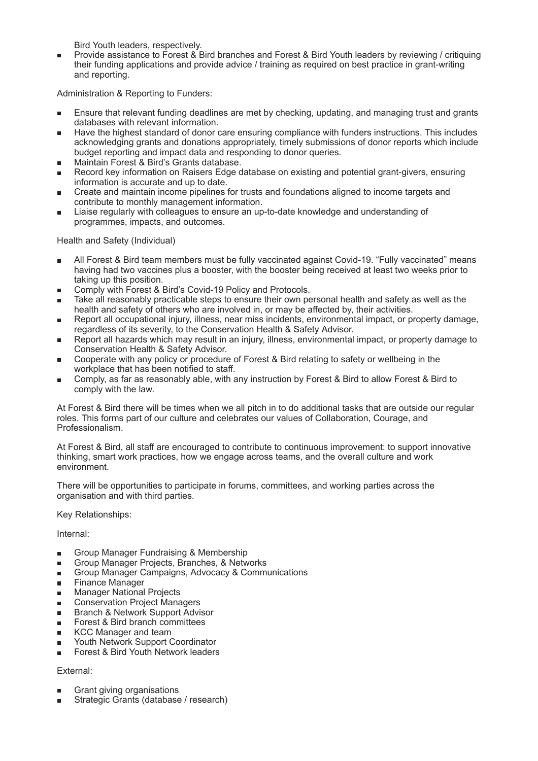Bird Youth leaders, respectively.

- Provide assistance to Forest & Bird branches and Forest & Bird Youth leaders by reviewing / critiquing their funding applications and provide advice / training as required on best practice in grant-writing and reporting.

Administration & Reporting to Funders:

- Ensure that relevant funding deadlines are met by checking, updating, and managing trust and grants databases with relevant information.
- Have the highest standard of donor care ensuring compliance with funders instructions. This includes acknowledging grants and donations appropriately, timely submissions of donor reports which include budget reporting and impact data and responding to donor queries.
- Maintain Forest & Bird's Grants database.
- Record key information on Raisers Edge database on existing and potential grant-givers, ensuring information is accurate and up to date.
- Create and maintain income pipelines for trusts and foundations aligned to income targets and contribute to monthly management information.
- Liaise regularly with colleagues to ensure an up-to-date knowledge and understanding of programmes, impacts, and outcomes.

Health and Safety (Individual)

- All Forest & Bird team members must be fully vaccinated against Covid-19. "Fully vaccinated" means having had two vaccines plus a booster, with the booster being received at least two weeks prior to taking up this position.
- Comply with Forest & Bird's Covid-19 Policy and Protocols.
- Take all reasonably practicable steps to ensure their own personal health and safety as well as the health and safety of others who are involved in, or may be affected by, their activities.
- Report all occupational injury, illness, near miss incidents, environmental impact, or property damage, regardless of its severity, to the Conservation Health & Safety Advisor.
- Report all hazards which may result in an injury, illness, environmental impact, or property damage to Conservation Health & Safety Advisor.
- Cooperate with any policy or procedure of Forest & Bird relating to safety or wellbeing in the workplace that has been notified to staff.
- Comply, as far as reasonably able, with any instruction by Forest & Bird to allow Forest & Bird to comply with the law.

At Forest & Bird there will be times when we all pitch in to do additional tasks that are outside our regular roles. This forms part of our culture and celebrates our values of Collaboration, Courage, and Professionalism.

At Forest & Bird, all staff are encouraged to contribute to continuous improvement: to support innovative thinking, smart work practices, how we engage across teams, and the overall culture and work environment.

There will be opportunities to participate in forums, committees, and working parties across the organisation and with third parties.

Key Relationships:

Internal:

- Group Manager Fundraising & Membership
- Group Manager Projects, Branches, & Networks
- Group Manager Campaigns, Advocacy & Communications
- Finance Manager
- Manager National Projects
- Conservation Project Managers
- Branch & Network Support Advisor
- Forest & Bird branch committees
- KCC Manager and team
- Youth Network Support Coordinator
- Forest & Bird Youth Network leaders

External:

- Grant giving organisations
- Strategic Grants (database / research)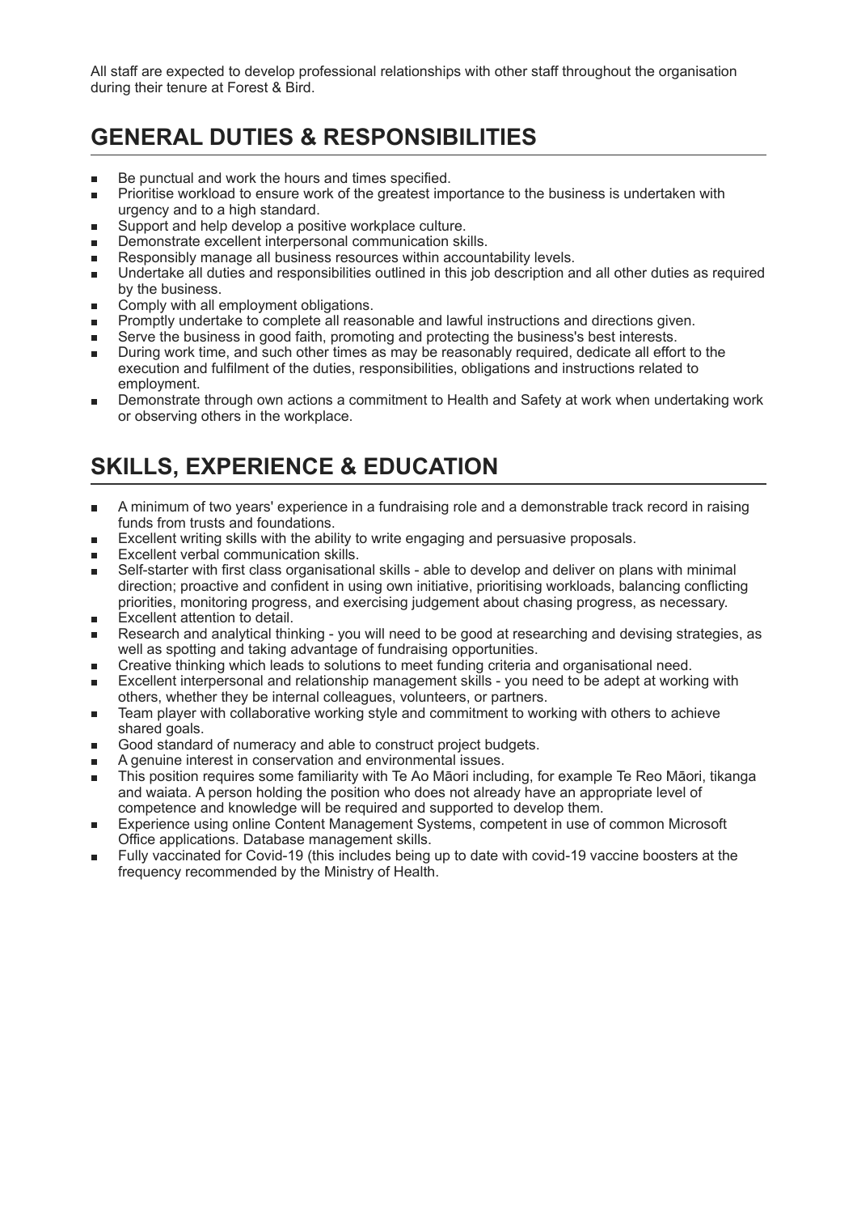All staff are expected to develop professional relationships with other staff throughout the organisation during their tenure at Forest & Bird.

## GENERAL DUTIES & RESPONSIBILITIES

- Be punctual and work the hours and times specified.
- Prioritise workload to ensure work of the greatest importance to the business is undertaken with urgency and to a high standard.
- Support and help develop a positive workplace culture.
- Demonstrate excellent interpersonal communication skills.
- Responsibly manage all business resources within accountability levels.
- Undertake all duties and responsibilities outlined in this job description and all other duties as required by the business.
- Comply with all employment obligations.
- Promptly undertake to complete all reasonable and lawful instructions and directions given.
- Serve the business in good faith, promoting and protecting the business's best interests.
- During work time, and such other times as may be reasonably required, dedicate all effort to the execution and fulfilment of the duties, responsibilities, obligations and instructions related to employment.
- Demonstrate through own actions a commitment to Health and Safety at work when undertaking work or observing others in the workplace.

## SKILLS, EXPERIENCE & EDUCATION

- A minimum of two years' experience in a fundraising role and a demonstrable track record in raising funds from trusts and foundations.
- Excellent writing skills with the ability to write engaging and persuasive proposals.
- Excellent verbal communication skills.
- Self-starter with first class organisational skills - able to develop and deliver on plans with minimal direction; proactive and confident in using own initiative, prioritising workloads, balancing conflicting priorities, monitoring progress, and exercising judgement about chasing progress, as necessary.
- Excellent attention to detail.
- Research and analytical thinking - you will need to be good at researching and devising strategies, as well as spotting and taking advantage of fundraising opportunities.
- Creative thinking which leads to solutions to meet funding criteria and organisational need.
- Excellent interpersonal and relationship management skills - you need to be adept at working with others, whether they be internal colleagues, volunteers, or partners.
- Team player with collaborative working style and commitment to working with others to achieve shared goals.
- Good standard of numeracy and able to construct project budgets.
- A genuine interest in conservation and environmental issues.
- This position requires some familiarity with Te Ao Māori including, for example Te Reo Māori, tikanga and waiata. A person holding the position who does not already have an appropriate level of competence and knowledge will be required and supported to develop them.
- Experience using online Content Management Systems, competent in use of common Microsoft Office applications. Database management skills.
- Fully vaccinated for Covid-19 (this includes being up to date with covid-19 vaccine boosters at the frequency recommended by the Ministry of Health.